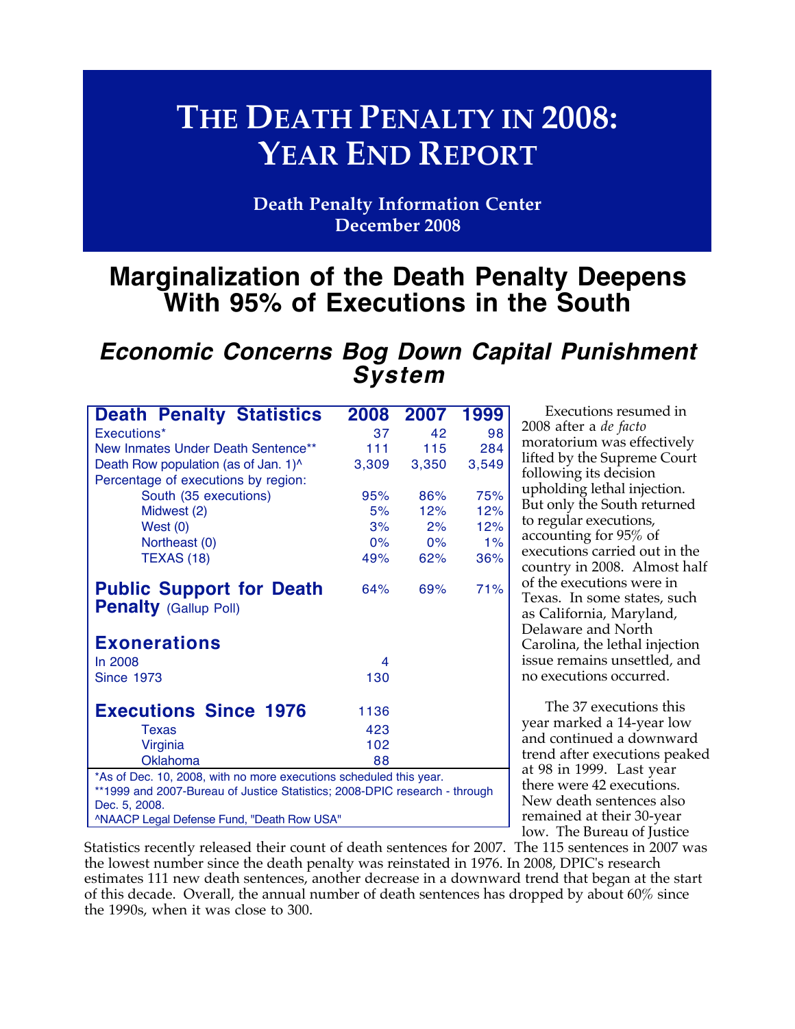# THE DEATH PENALTY IN 2008: YEAR END REPORT

**Death Penalty Information Center**
**December 2008**

## Marginalization of the Death Penalty Deepens With 95% of Executions in the South

### *Economic Concerns Bog Down Capital Punishment System*

| Death Penalty Statistics | 2008 | 2007 | 1999 |
|---|---|---|---|
| Executions* | 37 | 42 | 98 |
| New Inmates Under Death Sentence** | 111 | 115 | 284 |
| Death Row population (as of Jan. 1)^ | 3,309 | 3,350 | 3,549 |
| Percentage of executions by region: | | | |
| South (35 executions) | 95% | 86% | 75% |
| Midwest (2) | 5% | 12% | 12% |
| West (0) | 3% | 2% | 12% |
| Northeast (0) | 0% | 0% | 1% |
| TEXAS (18) | 49% | 62% | 36% |
| **Public Support for Death Penalty** (Gallup Poll) | 64% | 69% | 71% |
| **Exonerations** | | | |
| In 2008 | 4 | | |
| Since 1973 | 130 | | |
| **Executions Since 1976** | 1136 | | |
| Texas | 423 | | |
| Virginia | 102 | | |
| Oklahoma | 88 | | |

*As of Dec. 10, 2008, with no more executions scheduled this year.
**1999 and 2007-Bureau of Justice Statistics; 2008-DPIC research - through Dec. 5, 2008.
^NAACP Legal Defense Fund, "Death Row USA"

Executions resumed in 2008 after a *de facto* moratorium was effectively lifted by the Supreme Court following its decision upholding lethal injection. But only the South returned to regular executions, accounting for 95% of executions carried out in the country in 2008. Almost half of the executions were in Texas. In some states, such as California, Maryland, Delaware and North Carolina, the lethal injection issue remains unsettled, and no executions occurred.

The 37 executions this year marked a 14-year low and continued a downward trend after executions peaked at 98 in 1999. Last year there were 42 executions. New death sentences also remained at their 30-year low. The Bureau of Justice Statistics recently released their count of death sentences for 2007. The 115 sentences in 2007 was the lowest number since the death penalty was reinstated in 1976. In 2008, DPIC's research estimates 111 new death sentences, another decrease in a downward trend that began at the start of this decade. Overall, the annual number of death sentences has dropped by about 60% since the 1990s, when it was close to 300.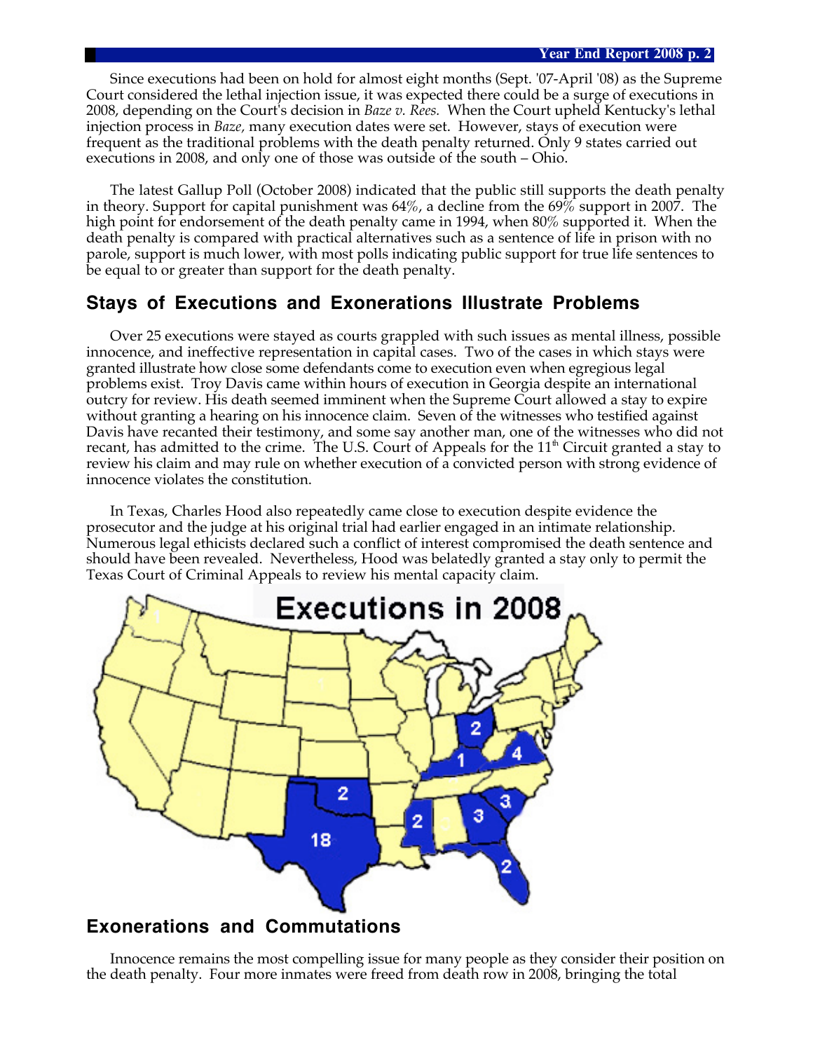Since executions had been on hold for almost eight months (Sept. '07-April '08) as the Supreme Court considered the lethal injection issue, it was expected there could be a surge of executions in 2008, depending on the Court's decision in *Baze v. Rees.* When the Court upheld Kentucky's lethal injection process in *Baze,* many execution dates were set. However, stays of execution were frequent as the traditional problems with the death penalty returned. Only 9 states carried out executions in 2008, and only one of those was outside of the south – Ohio.

The latest Gallup Poll (October 2008) indicated that the public still supports the death penalty in theory. Support for capital punishment was 64%, a decline from the 69% support in 2007. The high point for endorsement of the death penalty came in 1994, when 80% supported it. When the death penalty is compared with practical alternatives such as a sentence of life in prison with no parole, support is much lower, with most polls indicating public support for true life sentences to be equal to or greater than support for the death penalty.

## Stays of Executions and Exonerations Illustrate Problems

Over 25 executions were stayed as courts grappled with such issues as mental illness, possible innocence, and ineffective representation in capital cases. Two of the cases in which stays were granted illustrate how close some defendants come to execution even when egregious legal problems exist. Troy Davis came within hours of execution in Georgia despite an international outcry for review. His death seemed imminent when the Supreme Court allowed a stay to expire without granting a hearing on his innocence claim. Seven of the witnesses who testified against Davis have recanted their testimony, and some say another man, one of the witnesses who did not recant, has admitted to the crime. The U.S. Court of Appeals for the 11th Circuit granted a stay to review his claim and may rule on whether execution of a convicted person with strong evidence of innocence violates the constitution.

In Texas, Charles Hood also repeatedly came close to execution despite evidence the prosecutor and the judge at his original trial had earlier engaged in an intimate relationship. Numerous legal ethicists declared such a conflict of interest compromised the death sentence and should have been revealed. Nevertheless, Hood was belatedly granted a stay only to permit the Texas Court of Criminal Appeals to review his mental capacity claim.

**Executions in 2008**

## Exonerations and Commutations

Innocence remains the most compelling issue for many people as they consider their position on the death penalty. Four more inmates were freed from death row in 2008, bringing the total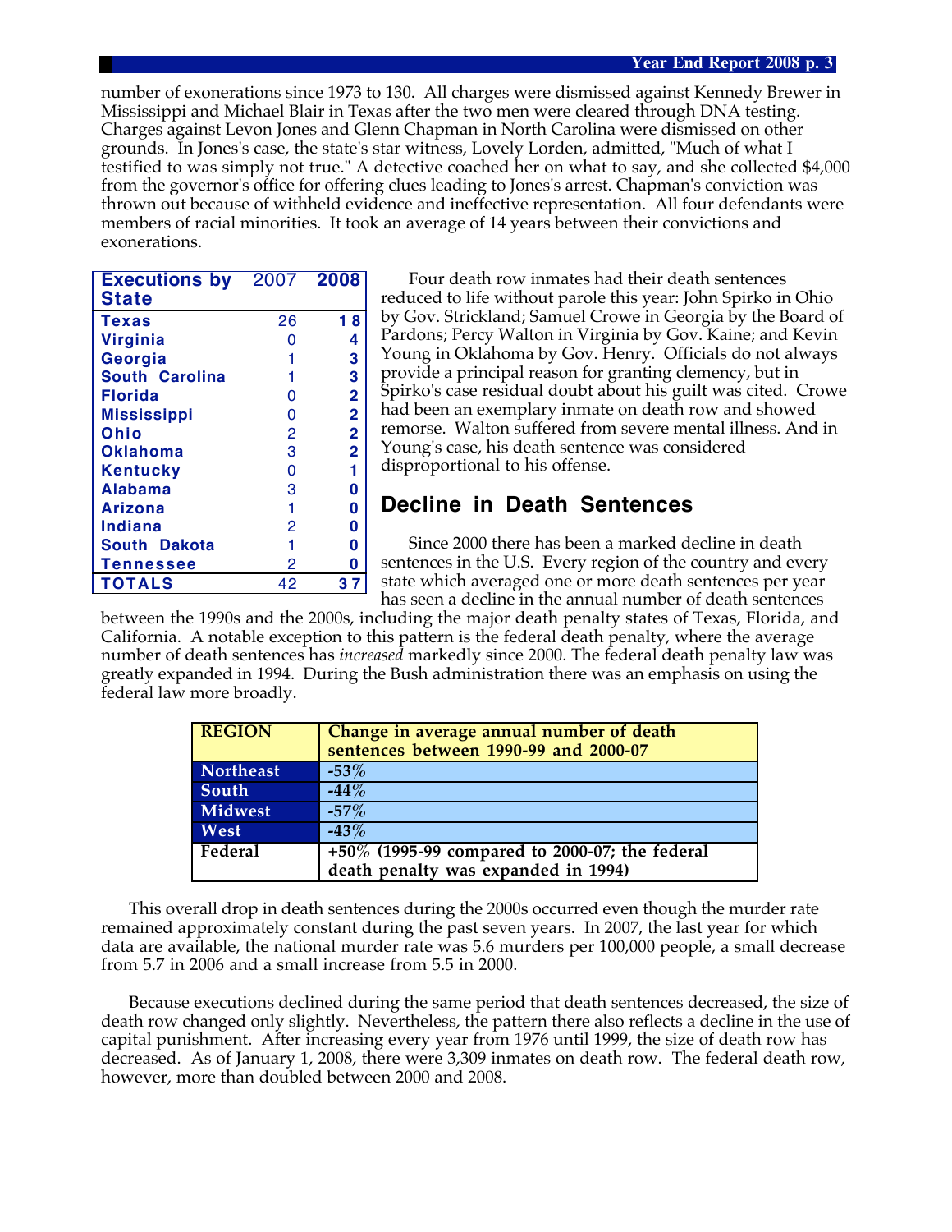number of exonerations since 1973 to 130. All charges were dismissed against Kennedy Brewer in Mississippi and Michael Blair in Texas after the two men were cleared through DNA testing. Charges against Levon Jones and Glenn Chapman in North Carolina were dismissed on other grounds. In Jones's case, the state's star witness, Lovely Lorden, admitted, "Much of what I testified to was simply not true." A detective coached her on what to say, and she collected $4,000 from the governor's office for offering clues leading to Jones's arrest. Chapman's conviction was thrown out because of withheld evidence and ineffective representation. All four defendants were members of racial minorities. It took an average of 14 years between their convictions and exonerations.

| Executions by State | 2007 | 2008 |
|---|---|---|
| Texas | 26 | 18 |
| Virginia | 0 | 4 |
| Georgia | 1 | 3 |
| South Carolina | 1 | 3 |
| Florida | 0 | 2 |
| Mississippi | 0 | 2 |
| Ohio | 2 | 2 |
| Oklahoma | 3 | 2 |
| Kentucky | 0 | 1 |
| Alabama | 3 | 0 |
| Arizona | 1 | 0 |
| Indiana | 2 | 0 |
| South Dakota | 1 | 0 |
| Tennessee | 2 | 0 |
| TOTALS | 42 | 37 |

Four death row inmates had their death sentences reduced to life without parole this year: John Spirko in Ohio by Gov. Strickland; Samuel Crowe in Georgia by the Board of Pardons; Percy Walton in Virginia by Gov. Kaine; and Kevin Young in Oklahoma by Gov. Henry. Officials do not always provide a principal reason for granting clemency, but in Spirko's case residual doubt about his guilt was cited. Crowe had been an exemplary inmate on death row and showed remorse. Walton suffered from severe mental illness. And in Young's case, his death sentence was considered disproportional to his offense.

## Decline in Death Sentences

Since 2000 there has been a marked decline in death sentences in the U.S. Every region of the country and every state which averaged one or more death sentences per year has seen a decline in the annual number of death sentences between the 1990s and the 2000s, including the major death penalty states of Texas, Florida, and California. A notable exception to this pattern is the federal death penalty, where the average number of death sentences has *increased* markedly since 2000. The federal death penalty law was greatly expanded in 1994. During the Bush administration there was an emphasis on using the federal law more broadly.

| REGION | Change in average annual number of death sentences between 1990-99 and 2000-07 |
|---|---|
| Northeast | -53% |
| South | -44% |
| Midwest | -57% |
| West | -43% |
| Federal | +50% (1995-99 compared to 2000-07; the federal death penalty was expanded in 1994) |

This overall drop in death sentences during the 2000s occurred even though the murder rate remained approximately constant during the past seven years. In 2007, the last year for which data are available, the national murder rate was 5.6 murders per 100,000 people, a small decrease from 5.7 in 2006 and a small increase from 5.5 in 2000.

Because executions declined during the same period that death sentences decreased, the size of death row changed only slightly. Nevertheless, the pattern there also reflects a decline in the use of capital punishment. After increasing every year from 1976 until 1999, the size of death row has decreased. As of January 1, 2008, there were 3,309 inmates on death row. The federal death row, however, more than doubled between 2000 and 2008.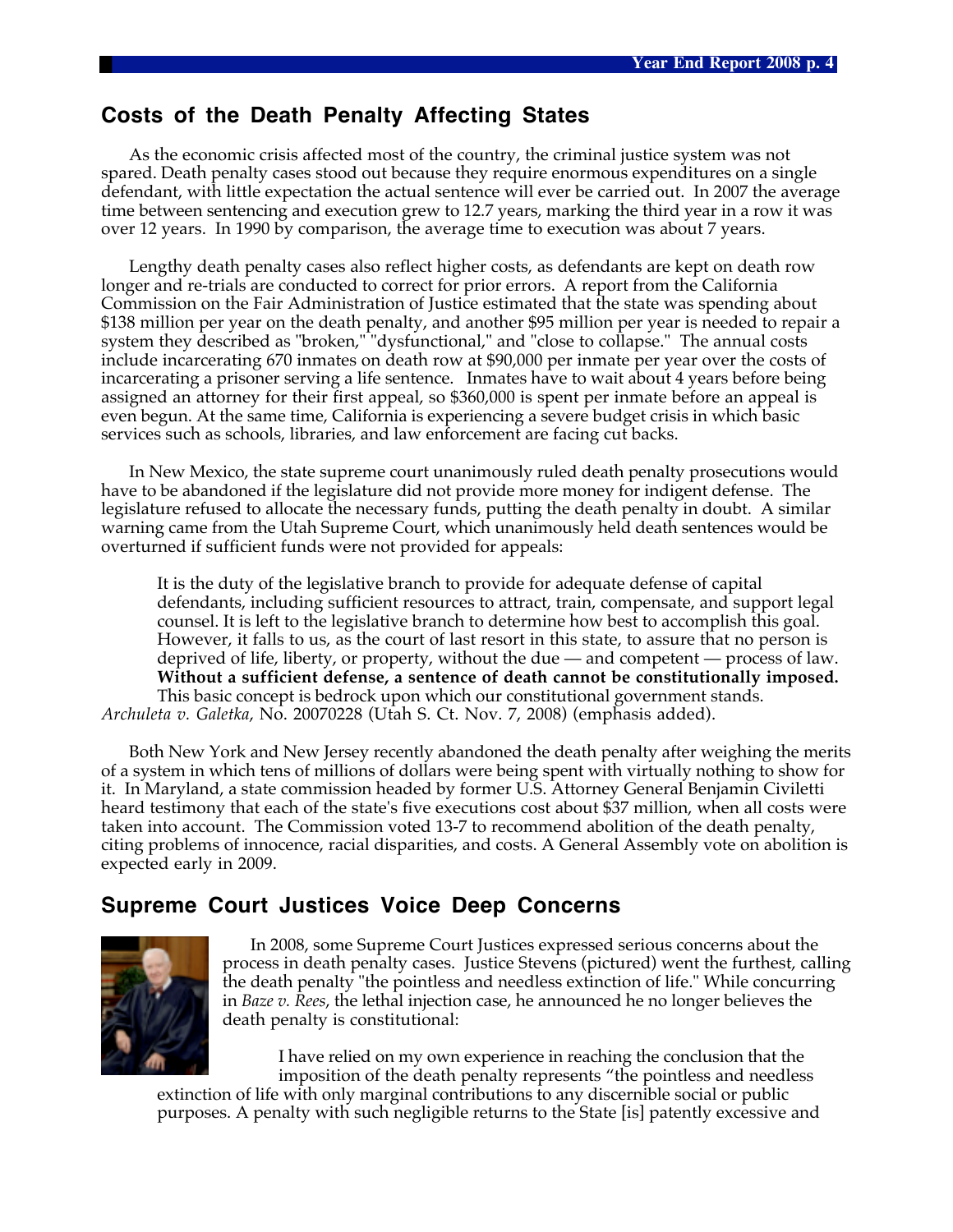## Costs of the Death Penalty Affecting States

As the economic crisis affected most of the country, the criminal justice system was not spared. Death penalty cases stood out because they require enormous expenditures on a single defendant, with little expectation the actual sentence will ever be carried out. In 2007 the average time between sentencing and execution grew to 12.7 years, marking the third year in a row it was over 12 years. In 1990 by comparison, the average time to execution was about 7 years.

Lengthy death penalty cases also reflect higher costs, as defendants are kept on death row longer and re-trials are conducted to correct for prior errors. A report from the California Commission on the Fair Administration of Justice estimated that the state was spending about $138 million per year on the death penalty, and another $95 million per year is needed to repair a system they described as "broken," "dysfunctional," and "close to collapse." The annual costs include incarcerating 670 inmates on death row at $90,000 per inmate per year over the costs of incarcerating a prisoner serving a life sentence. Inmates have to wait about 4 years before being assigned an attorney for their first appeal, so $360,000 is spent per inmate before an appeal is even begun. At the same time, California is experiencing a severe budget crisis in which basic services such as schools, libraries, and law enforcement are facing cut backs.

In New Mexico, the state supreme court unanimously ruled death penalty prosecutions would have to be abandoned if the legislature did not provide more money for indigent defense. The legislature refused to allocate the necessary funds, putting the death penalty in doubt. A similar warning came from the Utah Supreme Court, which unanimously held death sentences would be overturned if sufficient funds were not provided for appeals:

> It is the duty of the legislative branch to provide for adequate defense of capital defendants, including sufficient resources to attract, train, compensate, and support legal counsel. It is left to the legislative branch to determine how best to accomplish this goal. However, it falls to us, as the court of last resort in this state, to assure that no person is deprived of life, liberty, or property, without the due — and competent — process of law. **Without a sufficient defense, a sentence of death cannot be constitutionally imposed.** This basic concept is bedrock upon which our constitutional government stands.

*Archuleta v. Galetka*, No. 20070228 (Utah S. Ct. Nov. 7, 2008) (emphasis added).

Both New York and New Jersey recently abandoned the death penalty after weighing the merits of a system in which tens of millions of dollars were being spent with virtually nothing to show for it. In Maryland, a state commission headed by former U.S. Attorney General Benjamin Civiletti heard testimony that each of the state's five executions cost about $37 million, when all costs were taken into account. The Commission voted 13-7 to recommend abolition of the death penalty, citing problems of innocence, racial disparities, and costs. A General Assembly vote on abolition is expected early in 2009.

## Supreme Court Justices Voice Deep Concerns

In 2008, some Supreme Court Justices expressed serious concerns about the process in death penalty cases. Justice Stevens (pictured) went the furthest, calling the death penalty "the pointless and needless extinction of life." While concurring in *Baze v. Rees*, the lethal injection case, he announced he no longer believes the death penalty is constitutional:

> I have relied on my own experience in reaching the conclusion that the imposition of the death penalty represents "the pointless and needless extinction of life with only marginal contributions to any discernible social or public purposes. A penalty with such negligible returns to the State [is] patently excessive and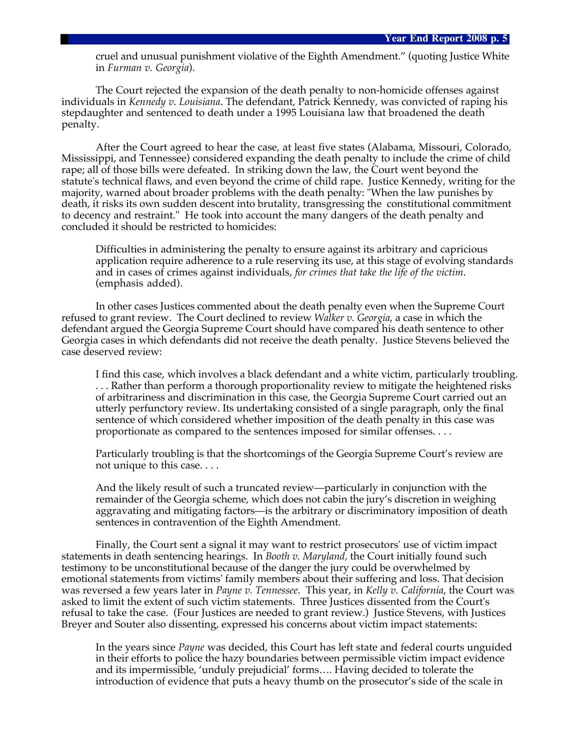cruel and unusual punishment violative of the Eighth Amendment." (quoting Justice White in *Furman v. Georgia*).

The Court rejected the expansion of the death penalty to non-homicide offenses against individuals in *Kennedy v. Louisiana*. The defendant, Patrick Kennedy, was convicted of raping his stepdaughter and sentenced to death under a 1995 Louisiana law that broadened the death penalty.

After the Court agreed to hear the case, at least five states (Alabama, Missouri, Colorado, Mississippi, and Tennessee) considered expanding the death penalty to include the crime of child rape; all of those bills were defeated. In striking down the law, the Court went beyond the statute's technical flaws, and even beyond the crime of child rape. Justice Kennedy, writing for the majority, warned about broader problems with the death penalty: "When the law punishes by death, it risks its own sudden descent into brutality, transgressing the constitutional commitment to decency and restraint." He took into account the many dangers of the death penalty and concluded it should be restricted to homicides:

> Difficulties in administering the penalty to ensure against its arbitrary and capricious application require adherence to a rule reserving its use, at this stage of evolving standards and in cases of crimes against individuals, *for crimes that take the life of the victim*. (emphasis added).

In other cases Justices commented about the death penalty even when the Supreme Court refused to grant review. The Court declined to review *Walker v. Georgia*, a case in which the defendant argued the Georgia Supreme Court should have compared his death sentence to other Georgia cases in which defendants did not receive the death penalty. Justice Stevens believed the case deserved review:

> I find this case, which involves a black defendant and a white victim, particularly troubling. . . . Rather than perform a thorough proportionality review to mitigate the heightened risks of arbitrariness and discrimination in this case, the Georgia Supreme Court carried out an utterly perfunctory review. Its undertaking consisted of a single paragraph, only the final sentence of which considered whether imposition of the death penalty in this case was proportionate as compared to the sentences imposed for similar offenses. . . .
>
> Particularly troubling is that the shortcomings of the Georgia Supreme Court's review are not unique to this case. . . .
>
> And the likely result of such a truncated review—particularly in conjunction with the remainder of the Georgia scheme, which does not cabin the jury's discretion in weighing aggravating and mitigating factors—is the arbitrary or discriminatory imposition of death sentences in contravention of the Eighth Amendment.

Finally, the Court sent a signal it may want to restrict prosecutors' use of victim impact statements in death sentencing hearings. In *Booth v. Maryland,* the Court initially found such testimony to be unconstitutional because of the danger the jury could be overwhelmed by emotional statements from victims' family members about their suffering and loss. That decision was reversed a few years later in *Payne v. Tennessee*. This year, in *Kelly v. California*, the Court was asked to limit the extent of such victim statements. Three Justices dissented from the Court's refusal to take the case. (Four Justices are needed to grant review.) Justice Stevens, with Justices Breyer and Souter also dissenting, expressed his concerns about victim impact statements:

> In the years since *Payne* was decided, this Court has left state and federal courts unguided in their efforts to police the hazy boundaries between permissible victim impact evidence and its impermissible, 'unduly prejudicial' forms…. Having decided to tolerate the introduction of evidence that puts a heavy thumb on the prosecutor's side of the scale in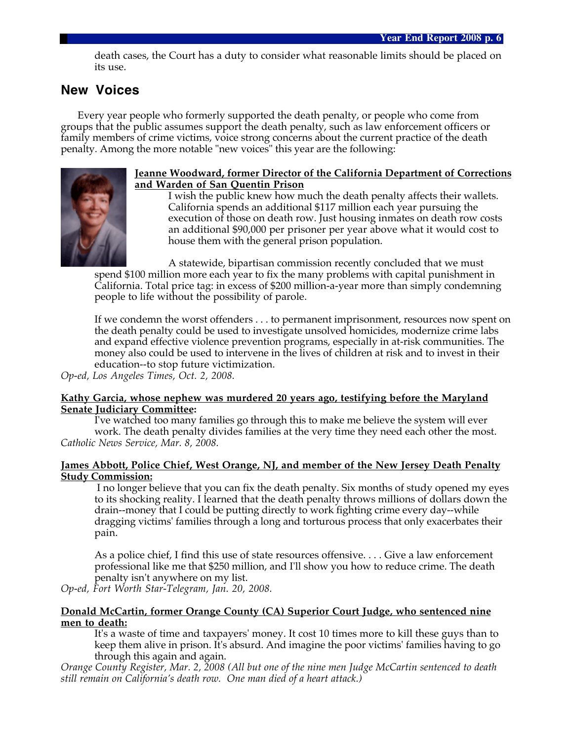death cases, the Court has a duty to consider what reasonable limits should be placed on its use.

## New Voices

Every year people who formerly supported the death penalty, or people who come from groups that the public assumes support the death penalty, such as law enforcement officers or family members of crime victims, voice strong concerns about the current practice of the death penalty. Among the more notable "new voices" this year are the following:

**Jeanne Woodward, former Director of the California Department of Corrections and Warden of San Quentin Prison**

> I wish the public knew how much the death penalty affects their wallets. California spends an additional $117 million each year pursuing the execution of those on death row. Just housing inmates on death row costs an additional $90,000 per prisoner per year above what it would cost to house them with the general prison population.
>
> A statewide, bipartisan commission recently concluded that we must spend $100 million more each year to fix the many problems with capital punishment in California. Total price tag: in excess of $200 million-a-year more than simply condemning people to life without the possibility of parole.
>
> If we condemn the worst offenders . . . to permanent imprisonment, resources now spent on the death penalty could be used to investigate unsolved homicides, modernize crime labs and expand effective violence prevention programs, especially in at-risk communities. The money also could be used to intervene in the lives of children at risk and to invest in their education--to stop future victimization.

*Op-ed, Los Angeles Times, Oct. 2, 2008.*

**Kathy Garcia, whose nephew was murdered 20 years ago, testifying before the Maryland Senate Judiciary Committee:**

> I've watched too many families go through this to make me believe the system will ever work. The death penalty divides families at the very time they need each other the most.

*Catholic News Service, Mar. 8, 2008.*

**James Abbott, Police Chief, West Orange, NJ, and member of the New Jersey Death Penalty Study Commission:**

> I no longer believe that you can fix the death penalty. Six months of study opened my eyes to its shocking reality. I learned that the death penalty throws millions of dollars down the drain--money that I could be putting directly to work fighting crime every day--while dragging victims' families through a long and torturous process that only exacerbates their pain.
>
> As a police chief, I find this use of state resources offensive. . . . Give a law enforcement professional like me that $250 million, and I'll show you how to reduce crime. The death penalty isn't anywhere on my list.

*Op-ed, Fort Worth Star-Telegram, Jan. 20, 2008.*

**Donald McCartin, former Orange County (CA) Superior Court Judge, who sentenced nine men to death:**

> It's a waste of time and taxpayers' money. It cost 10 times more to kill these guys than to keep them alive in prison. It's absurd. And imagine the poor victims' families having to go through this again and again.

*Orange County Register, Mar. 2, 2008 (All but one of the nine men Judge McCartin sentenced to death still remain on California's death row. One man died of a heart attack.)*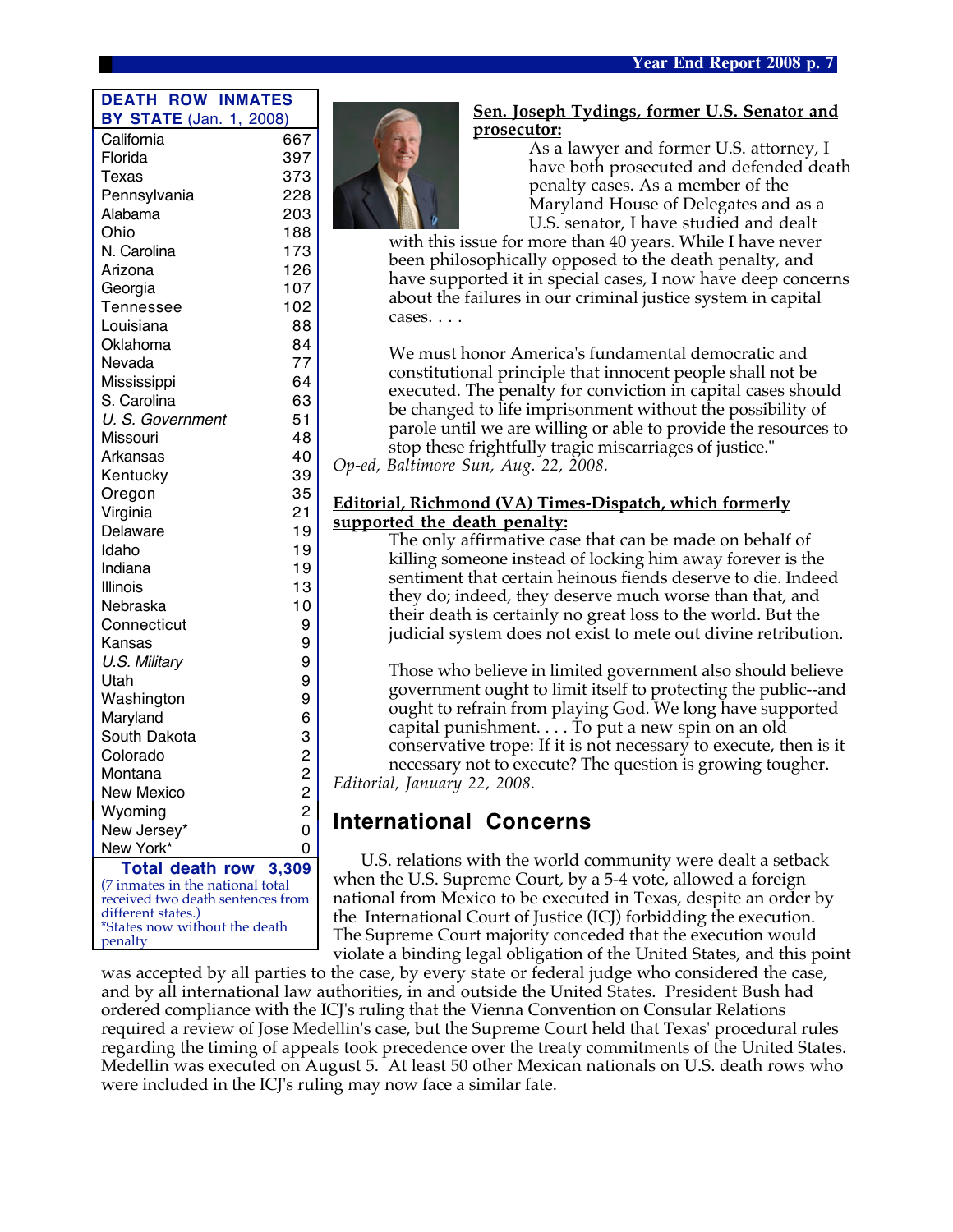| DEATH ROW INMATES BY STATE (Jan. 1, 2008) | |
|---|---|
| California | 667 |
| Florida | 397 |
| Texas | 373 |
| Pennsylvania | 228 |
| Alabama | 203 |
| Ohio | 188 |
| N. Carolina | 173 |
| Arizona | 126 |
| Georgia | 107 |
| Tennessee | 102 |
| Louisiana | 88 |
| Oklahoma | 84 |
| Nevada | 77 |
| Mississippi | 64 |
| S. Carolina | 63 |
| *U. S. Government* | 51 |
| Missouri | 48 |
| Arkansas | 40 |
| Kentucky | 39 |
| Oregon | 35 |
| Virginia | 21 |
| Delaware | 19 |
| Idaho | 19 |
| Indiana | 19 |
| Illinois | 13 |
| Nebraska | 10 |
| Connecticut | 9 |
| Kansas | 9 |
| *U.S. Military* | 9 |
| Utah | 9 |
| Washington | 9 |
| Maryland | 6 |
| South Dakota | 3 |
| Colorado | 2 |
| Montana | 2 |
| New Mexico | 2 |
| Wyoming | 2 |
| New Jersey* | 0 |
| New York* | 0 |
| **Total death row** | **3,309** |

(7 inmates in the national total received two death sentences from different states.)
*States now without the death penalty

**Sen. Joseph Tydings, former U.S. Senator and prosecutor:**

As a lawyer and former U.S. attorney, I have both prosecuted and defended death penalty cases. As a member of the Maryland House of Delegates and as a U.S. senator, I have studied and dealt with this issue for more than 40 years. While I have never been philosophically opposed to the death penalty, and have supported it in special cases, I now have deep concerns about the failures in our criminal justice system in capital cases. . . .

We must honor America's fundamental democratic and constitutional principle that innocent people shall not be executed. The penalty for conviction in capital cases should be changed to life imprisonment without the possibility of parole until we are willing or able to provide the resources to stop these frightfully tragic miscarriages of justice."

*Op-ed, Baltimore Sun, Aug. 22, 2008.*

**Editorial, Richmond (VA) Times-Dispatch, which formerly supported the death penalty:**

The only affirmative case that can be made on behalf of killing someone instead of locking him away forever is the sentiment that certain heinous fiends deserve to die. Indeed they do; indeed, they deserve much worse than that, and their death is certainly no great loss to the world. But the judicial system does not exist to mete out divine retribution.

Those who believe in limited government also should believe government ought to limit itself to protecting the public--and ought to refrain from playing God. We long have supported capital punishment. . . . To put a new spin on an old conservative trope: If it is not necessary to execute, then is it necessary not to execute? The question is growing tougher.

*Editorial, January 22, 2008.*

## International Concerns

U.S. relations with the world community were dealt a setback when the U.S. Supreme Court, by a 5-4 vote, allowed a foreign national from Mexico to be executed in Texas, despite an order by the International Court of Justice (ICJ) forbidding the execution. The Supreme Court majority conceded that the execution would violate a binding legal obligation of the United States, and this point was accepted by all parties to the case, by every state or federal judge who considered the case, and by all international law authorities, in and outside the United States. President Bush had ordered compliance with the ICJ's ruling that the Vienna Convention on Consular Relations required a review of Jose Medellin's case, but the Supreme Court held that Texas' procedural rules regarding the timing of appeals took precedence over the treaty commitments of the United States. Medellin was executed on August 5. At least 50 other Mexican nationals on U.S. death rows who were included in the ICJ's ruling may now face a similar fate.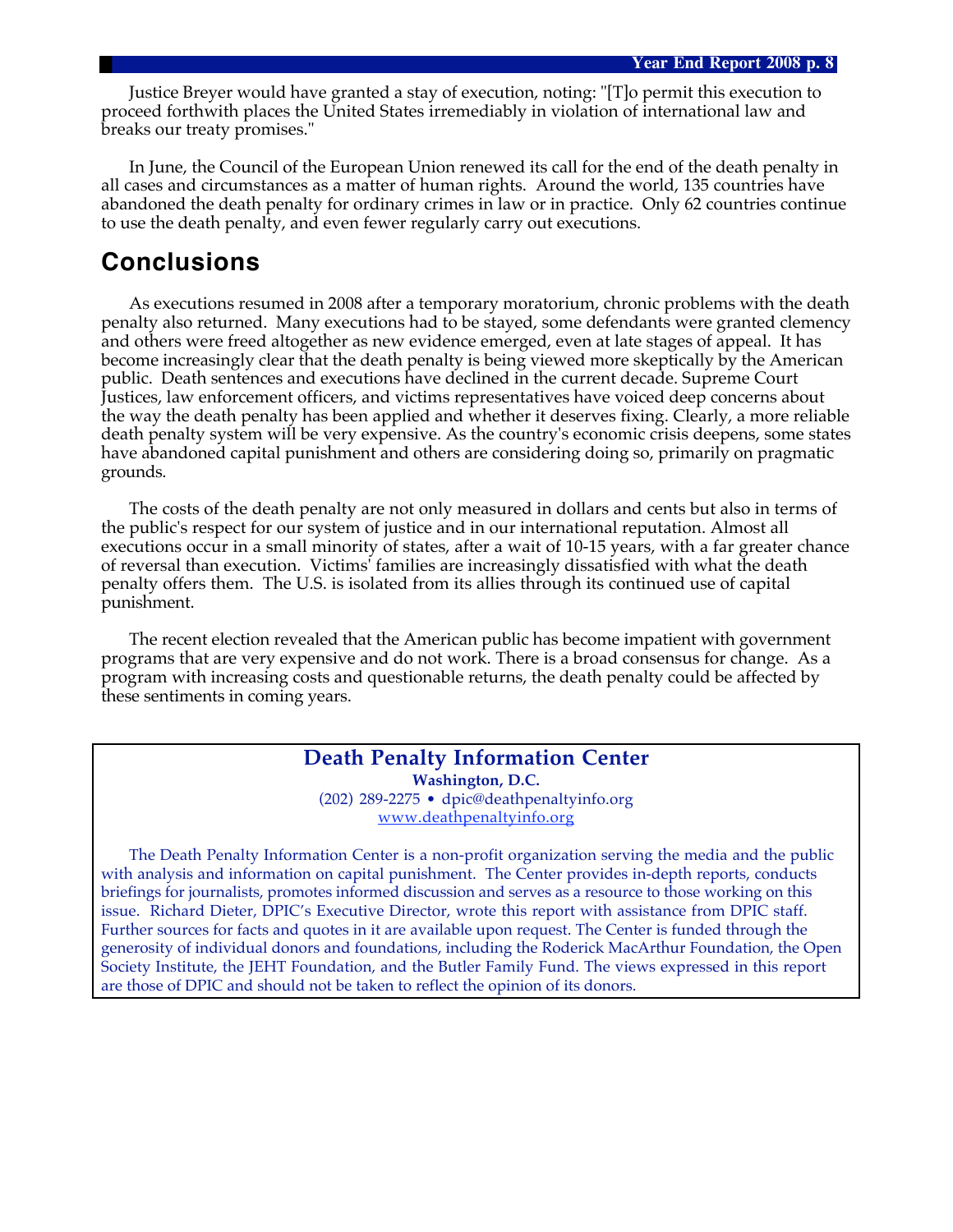Justice Breyer would have granted a stay of execution, noting: "[T]o permit this execution to proceed forthwith places the United States irremediably in violation of international law and breaks our treaty promises."

In June, the Council of the European Union renewed its call for the end of the death penalty in all cases and circumstances as a matter of human rights. Around the world, 135 countries have abandoned the death penalty for ordinary crimes in law or in practice. Only 62 countries continue to use the death penalty, and even fewer regularly carry out executions.

## Conclusions

As executions resumed in 2008 after a temporary moratorium, chronic problems with the death penalty also returned. Many executions had to be stayed, some defendants were granted clemency and others were freed altogether as new evidence emerged, even at late stages of appeal. It has become increasingly clear that the death penalty is being viewed more skeptically by the American public. Death sentences and executions have declined in the current decade. Supreme Court Justices, law enforcement officers, and victims representatives have voiced deep concerns about the way the death penalty has been applied and whether it deserves fixing. Clearly, a more reliable death penalty system will be very expensive. As the country's economic crisis deepens, some states have abandoned capital punishment and others are considering doing so, primarily on pragmatic grounds.

The costs of the death penalty are not only measured in dollars and cents but also in terms of the public's respect for our system of justice and in our international reputation. Almost all executions occur in a small minority of states, after a wait of 10-15 years, with a far greater chance of reversal than execution. Victims' families are increasingly dissatisfied with what the death penalty offers them. The U.S. is isolated from its allies through its continued use of capital punishment.

The recent election revealed that the American public has become impatient with government programs that are very expensive and do not work. There is a broad consensus for change. As a program with increasing costs and questionable returns, the death penalty could be affected by these sentiments in coming years.

---

**Death Penalty Information Center**
**Washington, D.C.**
(202) 289-2275 • dpic@deathpenaltyinfo.org
www.deathpenaltyinfo.org

The Death Penalty Information Center is a non-profit organization serving the media and the public with analysis and information on capital punishment. The Center provides in-depth reports, conducts briefings for journalists, promotes informed discussion and serves as a resource to those working on this issue. Richard Dieter, DPIC's Executive Director, wrote this report with assistance from DPIC staff. Further sources for facts and quotes in it are available upon request. The Center is funded through the generosity of individual donors and foundations, including the Roderick MacArthur Foundation, the Open Society Institute, the JEHT Foundation, and the Butler Family Fund. The views expressed in this report are those of DPIC and should not be taken to reflect the opinion of its donors.